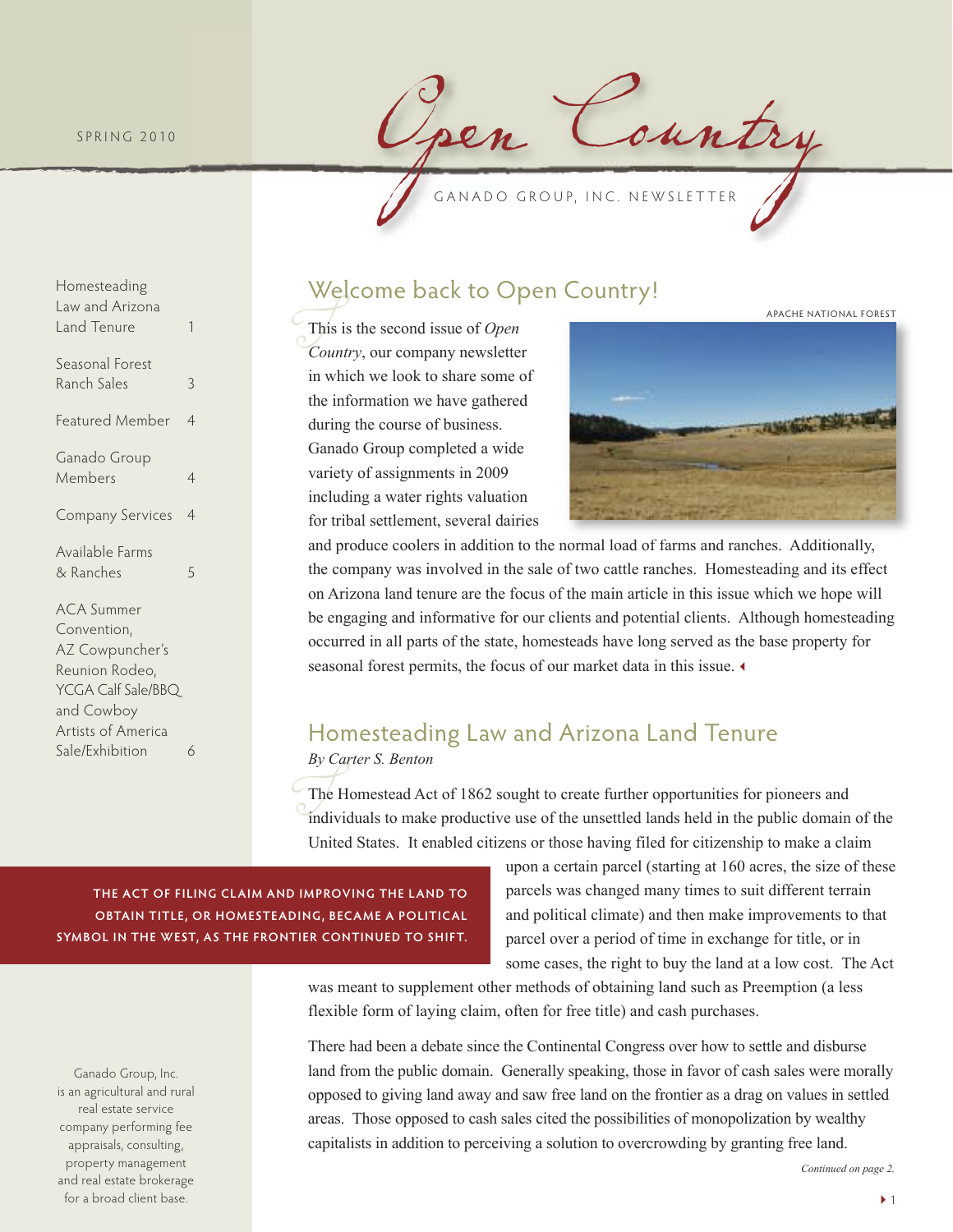SPRING 2010

# Open Country

GANADO GROUP, INC. NEWSLETTER

| | |
|---|---|
| Homesteading Law and Arizona Land Tenure | 1 |
| Seasonal Forest Ranch Sales | 3 |
| Featured Member | 4 |
| Ganado Group Members | 4 |
| Company Services | 4 |
| Available Farms & Ranches | 5 |
| ACA Summer Convention, AZ Cowpuncher's Reunion Rodeo, YCGA Calf Sale/BBQ and Cowboy Artists of America Sale/Exhibition | 6 |

## Welcome back to Open Country!

This is the second issue of *Open Country*, our company newsletter in which we look to share some of the information we have gathered during the course of business. Ganado Group completed a wide variety of assignments in 2009 including a water rights valuation for tribal settlement, several dairies and produce coolers in addition to the normal load of farms and ranches. Additionally, the company was involved in the sale of two cattle ranches. Homesteading and its effect on Arizona land tenure are the focus of the main article in this issue which we hope will be engaging and informative for our clients and potential clients. Although homesteading occurred in all parts of the state, homesteads have long served as the base property for seasonal forest permits, the focus of our market data in this issue.

APACHE NATIONAL FOREST

## Homesteading Law and Arizona Land Tenure

*By Carter S. Benton*

The Homestead Act of 1862 sought to create further opportunities for pioneers and individuals to make productive use of the unsettled lands held in the public domain of the United States. It enabled citizens or those having filed for citizenship to make a claim upon a certain parcel (starting at 160 acres, the size of these parcels was changed many times to suit different terrain and political climate) and then make improvements to that parcel over a period of time in exchange for title, or in some cases, the right to buy the land at a low cost. The Act was meant to supplement other methods of obtaining land such as Preemption (a less flexible form of laying claim, often for free title) and cash purchases.

**THE ACT OF FILING CLAIM AND IMPROVING THE LAND TO OBTAIN TITLE, OR HOMESTEADING, BECAME A POLITICAL SYMBOL IN THE WEST, AS THE FRONTIER CONTINUED TO SHIFT.**

There had been a debate since the Continental Congress over how to settle and disburse land from the public domain. Generally speaking, those in favor of cash sales were morally opposed to giving land away and saw free land on the frontier as a drag on values in settled areas. Those opposed to cash sales cited the possibilities of monopolization by wealthy capitalists in addition to perceiving a solution to overcrowding by granting free land.

*Continued on page 2.*

Ganado Group, Inc. is an agricultural and rural real estate service company performing fee appraisals, consulting, property management and real estate brokerage for a broad client base.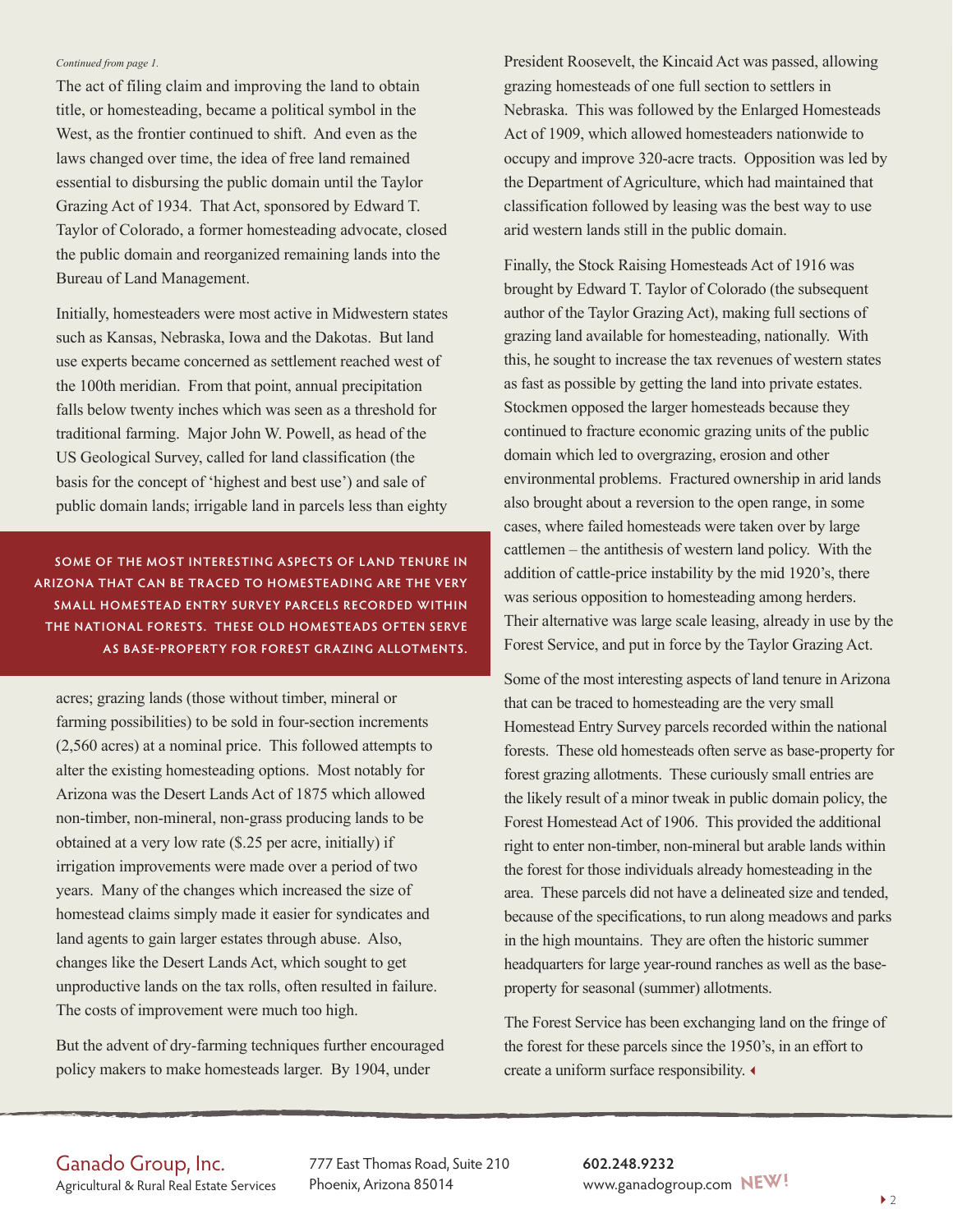*Continued from page 1.*

The act of filing claim and improving the land to obtain title, or homesteading, became a political symbol in the West, as the frontier continued to shift. And even as the laws changed over time, the idea of free land remained essential to disbursing the public domain until the Taylor Grazing Act of 1934. That Act, sponsored by Edward T. Taylor of Colorado, a former homesteading advocate, closed the public domain and reorganized remaining lands into the Bureau of Land Management.

Initially, homesteaders were most active in Midwestern states such as Kansas, Nebraska, Iowa and the Dakotas. But land use experts became concerned as settlement reached west of the 100th meridian. From that point, annual precipitation falls below twenty inches which was seen as a threshold for traditional farming. Major John W. Powell, as head of the US Geological Survey, called for land classification (the basis for the concept of 'highest and best use') and sale of public domain lands; irrigable land in parcels less than eighty acres; grazing lands (those without timber, mineral or farming possibilities) to be sold in four-section increments (2,560 acres) at a nominal price. This followed attempts to alter the existing homesteading options. Most notably for Arizona was the Desert Lands Act of 1875 which allowed non-timber, non-mineral, non-grass producing lands to be obtained at a very low rate ($.25 per acre, initially) if irrigation improvements were made over a period of two years. Many of the changes which increased the size of homestead claims simply made it easier for syndicates and land agents to gain larger estates through abuse. Also, changes like the Desert Lands Act, which sought to get unproductive lands on the tax rolls, often resulted in failure. The costs of improvement were much too high.

> **SOME OF THE MOST INTERESTING ASPECTS OF LAND TENURE IN ARIZONA THAT CAN BE TRACED TO HOMESTEADING ARE THE VERY SMALL HOMESTEAD ENTRY SURVEY PARCELS RECORDED WITHIN THE NATIONAL FORESTS. THESE OLD HOMESTEADS OFTEN SERVE AS BASE-PROPERTY FOR FOREST GRAZING ALLOTMENTS.**

But the advent of dry-farming techniques further encouraged policy makers to make homesteads larger. By 1904, under President Roosevelt, the Kincaid Act was passed, allowing grazing homesteads of one full section to settlers in Nebraska. This was followed by the Enlarged Homesteads Act of 1909, which allowed homesteaders nationwide to occupy and improve 320-acre tracts. Opposition was led by the Department of Agriculture, which had maintained that classification followed by leasing was the best way to use arid western lands still in the public domain.

Finally, the Stock Raising Homesteads Act of 1916 was brought by Edward T. Taylor of Colorado (the subsequent author of the Taylor Grazing Act), making full sections of grazing land available for homesteading, nationally. With this, he sought to increase the tax revenues of western states as fast as possible by getting the land into private estates. Stockmen opposed the larger homesteads because they continued to fracture economic grazing units of the public domain which led to overgrazing, erosion and other environmental problems. Fractured ownership in arid lands also brought about a reversion to the open range, in some cases, where failed homesteads were taken over by large cattlemen – the antithesis of western land policy. With the addition of cattle-price instability by the mid 1920's, there was serious opposition to homesteading among herders. Their alternative was large scale leasing, already in use by the Forest Service, and put in force by the Taylor Grazing Act.

Some of the most interesting aspects of land tenure in Arizona that can be traced to homesteading are the very small Homestead Entry Survey parcels recorded within the national forests. These old homesteads often serve as base-property for forest grazing allotments. These curiously small entries are the likely result of a minor tweak in public domain policy, the Forest Homestead Act of 1906. This provided the additional right to enter non-timber, non-mineral but arable lands within the forest for those individuals already homesteading in the area. These parcels did not have a delineated size and tended, because of the specifications, to run along meadows and parks in the high mountains. They are often the historic summer headquarters for large year-round ranches as well as the base-property for seasonal (summer) allotments.

The Forest Service has been exchanging land on the fringe of the forest for these parcels since the 1950's, in an effort to create a uniform surface responsibility.

Ganado Group, Inc.
Agricultural & Rural Real Estate Services

777 East Thomas Road, Suite 210
Phoenix, Arizona 85014

**602.248.9232**
www.ganadogroup.com **NEW!**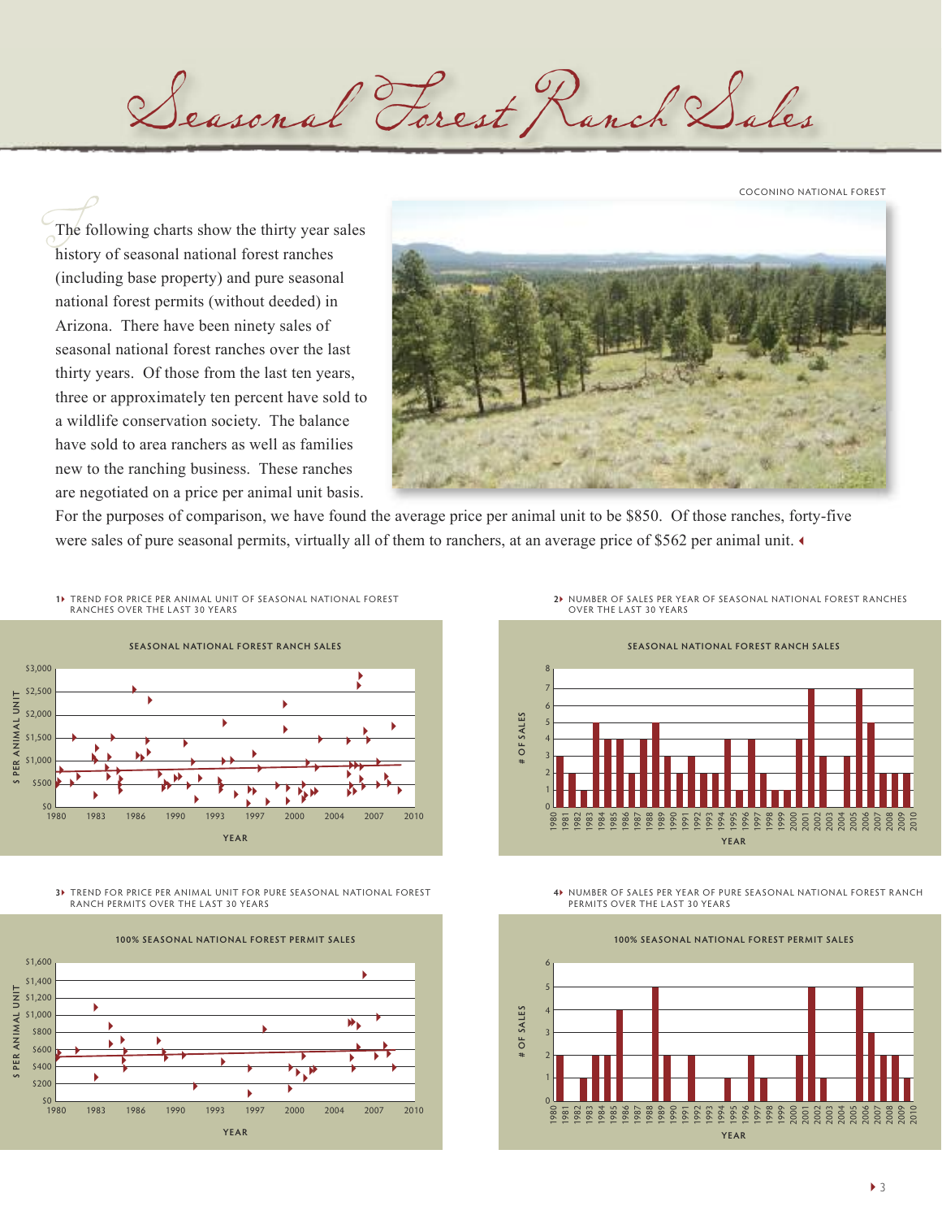# Seasonal Forest Ranch Sales

COCONINO NATIONAL FOREST

The following charts show the thirty year sales history of seasonal national forest ranches (including base property) and pure seasonal national forest permits (without deeded) in Arizona. There have been ninety sales of seasonal national forest ranches over the last thirty years. Of those from the last ten years, three or approximately ten percent have sold to a wildlife conservation society. The balance have sold to area ranchers as well as families new to the ranching business. These ranches are negotiated on a price per animal unit basis. For the purposes of comparison, we have found the average price per animal unit to be $850. Of those ranches, forty-five were sales of pure seasonal permits, virtually all of them to ranchers, at an average price of $562 per animal unit.

1 TREND FOR PRICE PER ANIMAL UNIT OF SEASONAL NATIONAL FOREST RANCHES OVER THE LAST 30 YEARS

2 NUMBER OF SALES PER YEAR OF SEASONAL NATIONAL FOREST RANCHES OVER THE LAST 30 YEARS

| Year | 1980 | 1981 | 1982 | 1983 | 1984 | 1985 | 1986 | 1987 | 1988 | 1989 | 1990 | 1991 | 1992 | 1993 | 1994 | 1995 | 1996 | 1997 | 1998 | 1999 | 2000 | 2001 | 2002 | 2003 | 2004 | 2005 | 2006 | 2007 | 2008 | 2009 | 2010 |
|---|---|---|---|---|---|---|---|---|---|---|---|---|---|---|---|---|---|---|---|---|---|---|---|---|---|---|---|---|---|---|---|
| # of Sales | 3 | 2 | 1 | 5 | 4 | 4 | 2 | 4 | 5 | 3 | 2 | 3 | 2 | 2 | 4 | 1 | 4 | 2 | 1 | 1 | 4 | 7 | 3 | 0 | 3 | 7 | 5 | 2 | 2 | 2 | 0 |

3 TREND FOR PRICE PER ANIMAL UNIT FOR PURE SEASONAL NATIONAL FOREST RANCH PERMITS OVER THE LAST 30 YEARS

4 NUMBER OF SALES PER YEAR OF PURE SEASONAL NATIONAL FOREST RANCH PERMITS OVER THE LAST 30 YEARS

| Year | 1980 | 1981 | 1982 | 1983 | 1984 | 1985 | 1986 | 1987 | 1988 | 1989 | 1990 | 1991 | 1992 | 1993 | 1994 | 1995 | 1996 | 1997 | 1998 | 1999 | 2000 | 2001 | 2002 | 2003 | 2004 | 2005 | 2006 | 2007 | 2008 | 2009 | 2010 |
|---|---|---|---|---|---|---|---|---|---|---|---|---|---|---|---|---|---|---|---|---|---|---|---|---|---|---|---|---|---|---|---|
| # of Sales | 2 | 0 | 1 | 2 | 2 | 4 | 0 | 0 | 5 | 2 | 0 | 2 | 0 | 0 | 1 | 0 | 2 | 1 | 0 | 0 | 2 | 5 | 1 | 0 | 0 | 5 | 3 | 2 | 2 | 1 | 0 |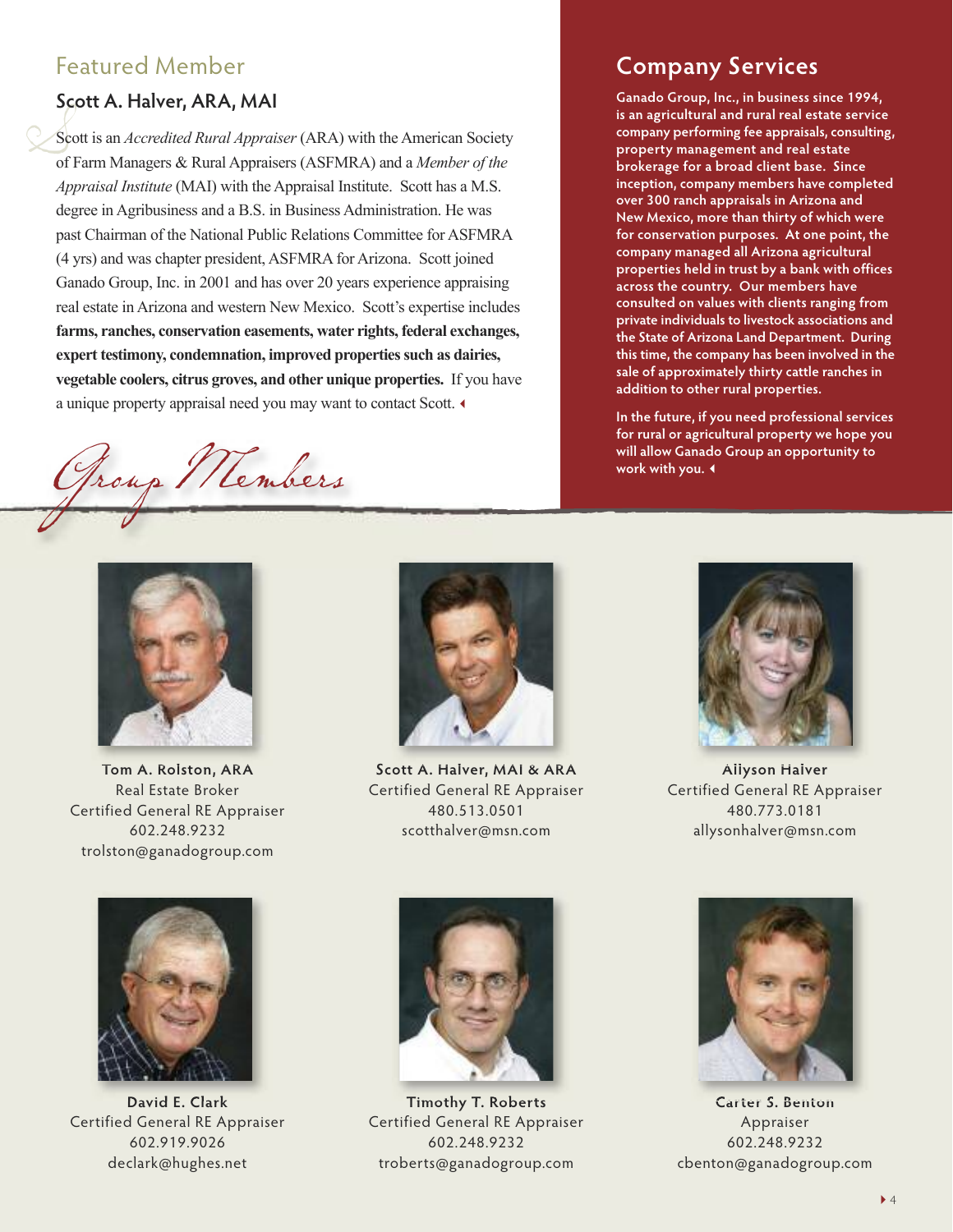## Featured Member

### Scott A. Halver, ARA, MAI

Scott is an *Accredited Rural Appraiser* (ARA) with the American Society of Farm Managers & Rural Appraisers (ASFMRA) and a *Member of the Appraisal Institute* (MAI) with the Appraisal Institute. Scott has a M.S. degree in Agribusiness and a B.S. in Business Administration. He was past Chairman of the National Public Relations Committee for ASFMRA (4 yrs) and was chapter president, ASFMRA for Arizona. Scott joined Ganado Group, Inc. in 2001 and has over 20 years experience appraising real estate in Arizona and western New Mexico. Scott's expertise includes **farms, ranches, conservation easements, water rights, federal exchanges, expert testimony, condemnation, improved properties such as dairies, vegetable coolers, citrus groves, and other unique properties.** If you have a unique property appraisal need you may want to contact Scott.

## Company Services

**Ganado Group, Inc., in business since 1994, is an agricultural and rural real estate service company performing fee appraisals, consulting, property management and real estate brokerage for a broad client base. Since inception, company members have completed over 300 ranch appraisals in Arizona and New Mexico, more than thirty of which were for conservation purposes. At one point, the company managed all Arizona agricultural properties held in trust by a bank with offices across the country. Our members have consulted on values with clients ranging from private individuals to livestock associations and the State of Arizona Land Department. During this time, the company has been involved in the sale of approximately thirty cattle ranches in addition to other rural properties.**

**In the future, if you need professional services for rural or agricultural property we hope you will allow Ganado Group an opportunity to work with you.**

## Group Members

**Tom A. Rolston, ARA**
Real Estate Broker
Certified General RE Appraiser
602.248.9232
trolston@ganadogroup.com

**Scott A. Halver, MAI & ARA**
Certified General RE Appraiser
480.513.0501
scotthalver@msn.com

**Allyson Halver**
Certified General RE Appraiser
480.773.0181
allysonhalver@msn.com

**David E. Clark**
Certified General RE Appraiser
602.919.9026
declark@hughes.net

**Timothy T. Roberts**
Certified General RE Appraiser
602.248.9232
troberts@ganadogroup.com

**Carter S. Benton**
Appraiser
602.248.9232
cbenton@ganadogroup.com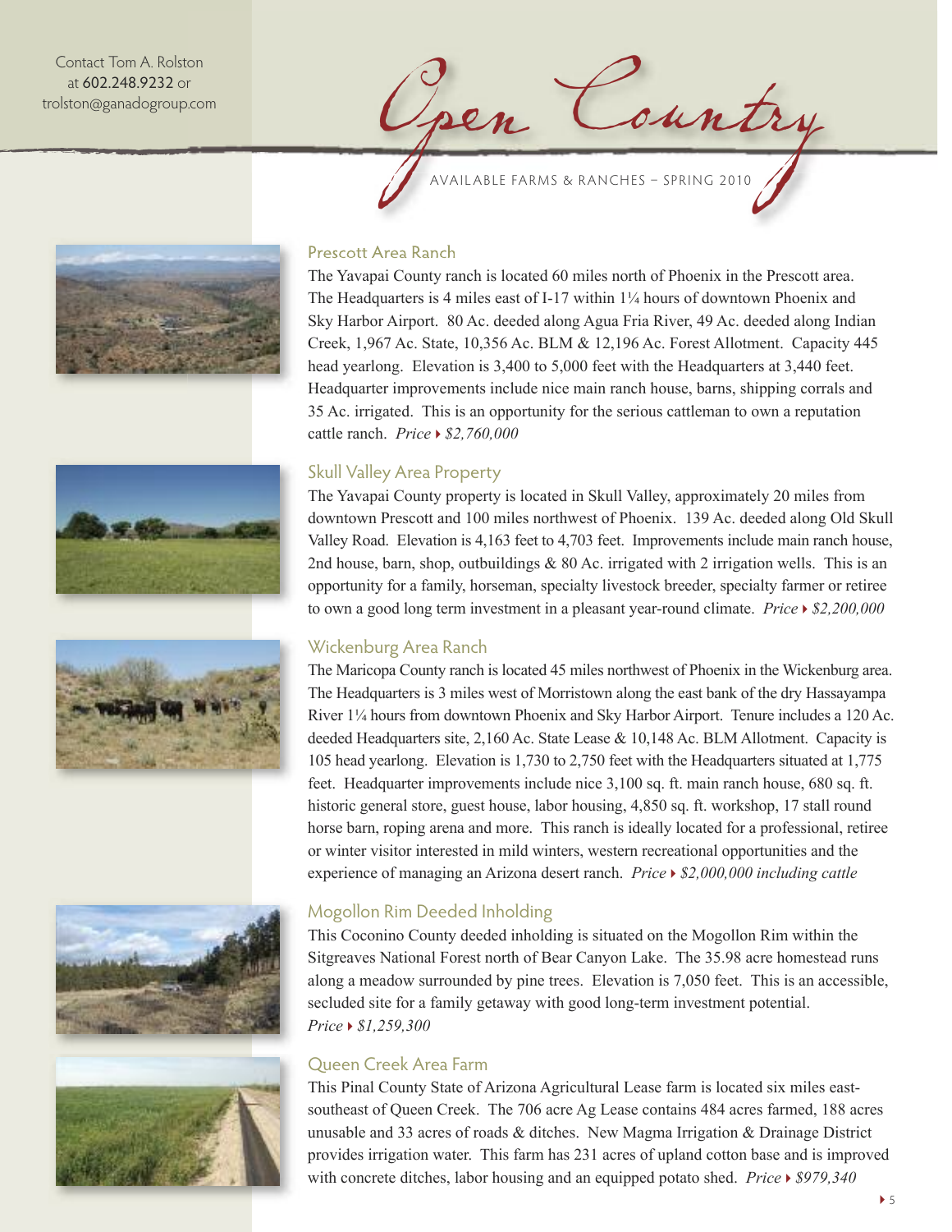Contact Tom A. Rolston at 602.248.9232 or trolston@ganadogroup.com

# Open Country

AVAILABLE FARMS & RANCHES – SPRING 2010

## Prescott Area Ranch

The Yavapai County ranch is located 60 miles north of Phoenix in the Prescott area. The Headquarters is 4 miles east of I-17 within 1¼ hours of downtown Phoenix and Sky Harbor Airport. 80 Ac. deeded along Agua Fria River, 49 Ac. deeded along Indian Creek, 1,967 Ac. State, 10,356 Ac. BLM & 12,196 Ac. Forest Allotment. Capacity 445 head yearlong. Elevation is 3,400 to 5,000 feet with the Headquarters at 3,440 feet. Headquarter improvements include nice main ranch house, barns, shipping corrals and 35 Ac. irrigated. This is an opportunity for the serious cattleman to own a reputation cattle ranch. *Price ▸ $2,760,000*

## Skull Valley Area Property

The Yavapai County property is located in Skull Valley, approximately 20 miles from downtown Prescott and 100 miles northwest of Phoenix. 139 Ac. deeded along Old Skull Valley Road. Elevation is 4,163 feet to 4,703 feet. Improvements include main ranch house, 2nd house, barn, shop, outbuildings & 80 Ac. irrigated with 2 irrigation wells. This is an opportunity for a family, horseman, specialty livestock breeder, specialty farmer or retiree to own a good long term investment in a pleasant year-round climate. *Price ▸ $2,200,000*

## Wickenburg Area Ranch

The Maricopa County ranch is located 45 miles northwest of Phoenix in the Wickenburg area. The Headquarters is 3 miles west of Morristown along the east bank of the dry Hassayampa River 1¼ hours from downtown Phoenix and Sky Harbor Airport. Tenure includes a 120 Ac. deeded Headquarters site, 2,160 Ac. State Lease & 10,148 Ac. BLM Allotment. Capacity is 105 head yearlong. Elevation is 1,730 to 2,750 feet with the Headquarters situated at 1,775 feet. Headquarter improvements include nice 3,100 sq. ft. main ranch house, 680 sq. ft. historic general store, guest house, labor housing, 4,850 sq. ft. workshop, 17 stall round horse barn, roping arena and more. This ranch is ideally located for a professional, retiree or winter visitor interested in mild winters, western recreational opportunities and the experience of managing an Arizona desert ranch. *Price ▸ $2,000,000 including cattle*

## Mogollon Rim Deeded Inholding

This Coconino County deeded inholding is situated on the Mogollon Rim within the Sitgreaves National Forest north of Bear Canyon Lake. The 35.98 acre homestead runs along a meadow surrounded by pine trees. Elevation is 7,050 feet. This is an accessible, secluded site for a family getaway with good long-term investment potential. *Price ▸ $1,259,300*

## Queen Creek Area Farm

This Pinal County State of Arizona Agricultural Lease farm is located six miles east-southeast of Queen Creek. The 706 acre Ag Lease contains 484 acres farmed, 188 acres unusable and 33 acres of roads & ditches. New Magma Irrigation & Drainage District provides irrigation water. This farm has 231 acres of upland cotton base and is improved with concrete ditches, labor housing and an equipped potato shed. *Price ▸ $979,340*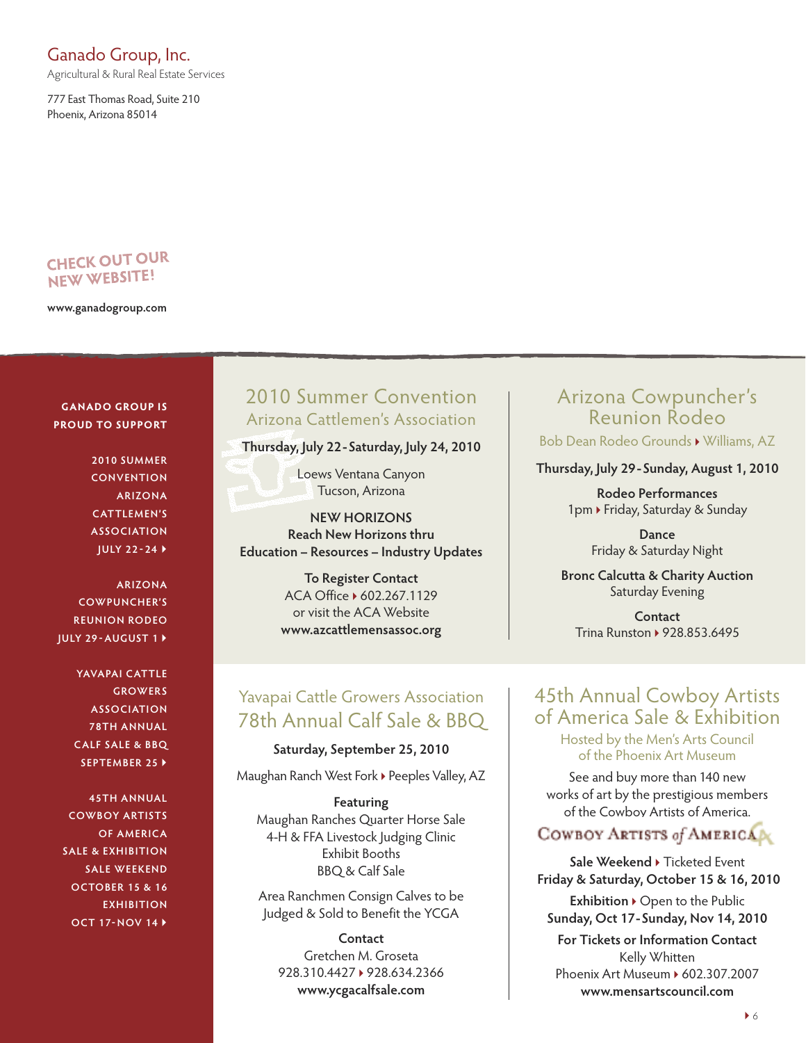Ganado Group, Inc.

Agricultural & Rural Real Estate Services

777 East Thomas Road, Suite 210
Phoenix, Arizona 85014

CHECK OUT OUR NEW WEBSITE!

www.ganadogroup.com

**GANADO GROUP IS PROUD TO SUPPORT**

**2010 SUMMER CONVENTION ARIZONA CATTLEMEN'S ASSOCIATION JULY 22-24**

**ARIZONA COWPUNCHER'S REUNION RODEO JULY 29-AUGUST 1**

**YAVAPAI CATTLE GROWERS ASSOCIATION 78TH ANNUAL CALF SALE & BBQ SEPTEMBER 25**

**45TH ANNUAL COWBOY ARTISTS OF AMERICA SALE & EXHIBITION SALE WEEKEND OCTOBER 15 & 16 EXHIBITION OCT 17-NOV 14**

## 2010 Summer Convention

### Arizona Cattlemen's Association

**Thursday, July 22 - Saturday, July 24, 2010**

Loews Ventana Canyon
Tucson, Arizona

**NEW HORIZONS**
**Reach New Horizons thru**
**Education – Resources – Industry Updates**

**To Register Contact**
ACA Office ▸ 602.267.1129
or visit the ACA Website
**www.azcattlemensassoc.org**

## Arizona Cowpuncher's Reunion Rodeo

### Bob Dean Rodeo Grounds ▸ Williams, AZ

**Thursday, July 29 - Sunday, August 1, 2010**

**Rodeo Performances**
1pm ▸ Friday, Saturday & Sunday

**Dance**
Friday & Saturday Night

**Bronc Calcutta & Charity Auction**
Saturday Evening

**Contact**
Trina Runston ▸ 928.853.6495

## Yavapai Cattle Growers Association 78th Annual Calf Sale & BBQ

**Saturday, September 25, 2010**

Maughan Ranch West Fork ▸ Peeples Valley, AZ

**Featuring**
Maughan Ranches Quarter Horse Sale
4-H & FFA Livestock Judging Clinic
Exhibit Booths
BBQ & Calf Sale

Area Ranchmen Consign Calves to be Judged & Sold to Benefit the YCGA

**Contact**
Gretchen M. Groseta
928.310.4427 ▸ 928.634.2366
**www.ycgacalfsale.com**

## 45th Annual Cowboy Artists of America Sale & Exhibition

### Hosted by the Men's Arts Council of the Phoenix Art Museum

See and buy more than 140 new works of art by the prestigious members of the Cowboy Artists of America.

COWBOY ARTISTS of AMERICA

**Sale Weekend** ▸ Ticketed Event
**Friday & Saturday, October 15 & 16, 2010**

**Exhibition** ▸ Open to the Public
**Sunday, Oct 17 - Sunday, Nov 14, 2010**

**For Tickets or Information Contact**
Kelly Whitten
Phoenix Art Museum ▸ 602.307.2007
**www.mensartscouncil.com**